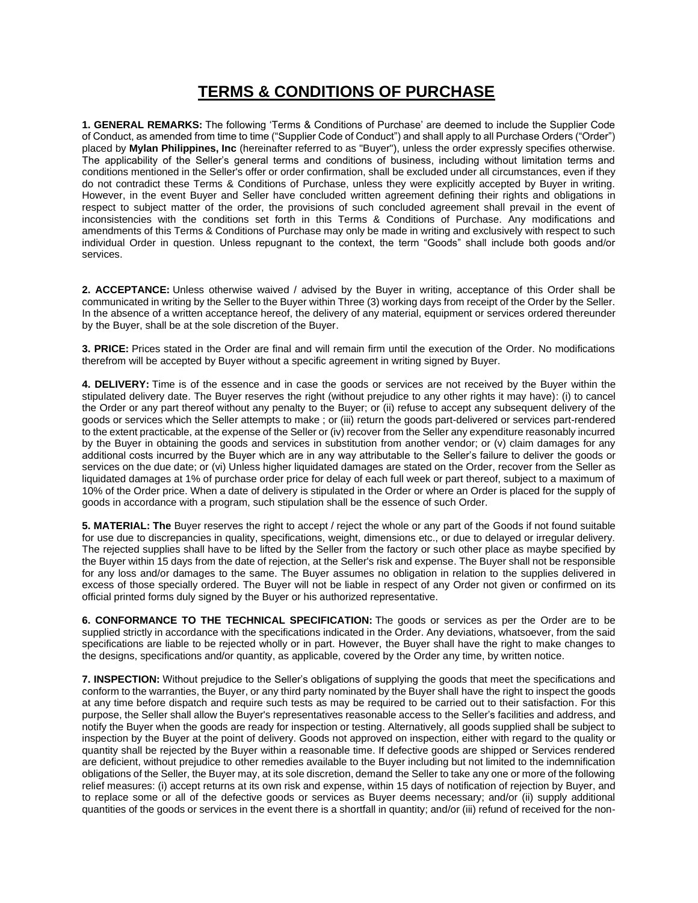# TERMS & CONDITIONS OF PURCHASE

**1. GENERAL REMARKS:** The following 'Terms & Conditions of Purchase' are deemed to include the Supplier Code of Conduct, as amended from time to time ("Supplier Code of Conduct") and shall apply to all Purchase Orders ("Order") placed by **Mylan Philippines, Inc** (hereinafter referred to as "Buyer"), unless the order expressly specifies otherwise. The applicability of the Seller's general terms and conditions of business, including without limitation terms and conditions mentioned in the Seller's offer or order confirmation, shall be excluded under all circumstances, even if they do not contradict these Terms & Conditions of Purchase, unless they were explicitly accepted by Buyer in writing. However, in the event Buyer and Seller have concluded written agreement defining their rights and obligations in respect to subject matter of the order, the provisions of such concluded agreement shall prevail in the event of inconsistencies with the conditions set forth in this Terms & Conditions of Purchase. Any modifications and amendments of this Terms & Conditions of Purchase may only be made in writing and exclusively with respect to such individual Order in question. Unless repugnant to the context, the term "Goods" shall include both goods and/or services.

**2. ACCEPTANCE:** Unless otherwise waived / advised by the Buyer in writing, acceptance of this Order shall be communicated in writing by the Seller to the Buyer within Three (3) working days from receipt of the Order by the Seller. In the absence of a written acceptance hereof, the delivery of any material, equipment or services ordered thereunder by the Buyer, shall be at the sole discretion of the Buyer.

**3. PRICE:** Prices stated in the Order are final and will remain firm until the execution of the Order. No modifications therefrom will be accepted by Buyer without a specific agreement in writing signed by Buyer.

**4. DELIVERY:** Time is of the essence and in case the goods or services are not received by the Buyer within the stipulated delivery date. The Buyer reserves the right (without prejudice to any other rights it may have): (i) to cancel the Order or any part thereof without any penalty to the Buyer; or (ii) refuse to accept any subsequent delivery of the goods or services which the Seller attempts to make ; or (iii) return the goods part-delivered or services part-rendered to the extent practicable, at the expense of the Seller or (iv) recover from the Seller any expenditure reasonably incurred by the Buyer in obtaining the goods and services in substitution from another vendor; or (v) claim damages for any additional costs incurred by the Buyer which are in any way attributable to the Seller's failure to deliver the goods or services on the due date; or (vi) Unless higher liquidated damages are stated on the Order, recover from the Seller as liquidated damages at 1% of purchase order price for delay of each full week or part thereof, subject to a maximum of 10% of the Order price. When a date of delivery is stipulated in the Order or where an Order is placed for the supply of goods in accordance with a program, such stipulation shall be the essence of such Order.

**5. MATERIAL: The** Buyer reserves the right to accept / reject the whole or any part of the Goods if not found suitable for use due to discrepancies in quality, specifications, weight, dimensions etc., or due to delayed or irregular delivery. The rejected supplies shall have to be lifted by the Seller from the factory or such other place as maybe specified by the Buyer within 15 days from the date of rejection, at the Seller's risk and expense. The Buyer shall not be responsible for any loss and/or damages to the same. The Buyer assumes no obligation in relation to the supplies delivered in excess of those specially ordered. The Buyer will not be liable in respect of any Order not given or confirmed on its official printed forms duly signed by the Buyer or his authorized representative.

**6. CONFORMANCE TO THE TECHNICAL SPECIFICATION:** The goods or services as per the Order are to be supplied strictly in accordance with the specifications indicated in the Order. Any deviations, whatsoever, from the said specifications are liable to be rejected wholly or in part. However, the Buyer shall have the right to make changes to the designs, specifications and/or quantity, as applicable, covered by the Order any time, by written notice.

**7. INSPECTION:** Without prejudice to the Seller's obligations of supplying the goods that meet the specifications and conform to the warranties, the Buyer, or any third party nominated by the Buyer shall have the right to inspect the goods at any time before dispatch and require such tests as may be required to be carried out to their satisfaction. For this purpose, the Seller shall allow the Buyer's representatives reasonable access to the Seller's facilities and address, and notify the Buyer when the goods are ready for inspection or testing. Alternatively, all goods supplied shall be subject to inspection by the Buyer at the point of delivery. Goods not approved on inspection, either with regard to the quality or quantity shall be rejected by the Buyer within a reasonable time. If defective goods are shipped or Services rendered are deficient, without prejudice to other remedies available to the Buyer including but not limited to the indemnification obligations of the Seller, the Buyer may, at its sole discretion, demand the Seller to take any one or more of the following relief measures: (i) accept returns at its own risk and expense, within 15 days of notification of rejection by Buyer, and to replace some or all of the defective goods or services as Buyer deems necessary; and/or (ii) supply additional quantities of the goods or services in the event there is a shortfall in quantity; and/or (iii) refund of received for the non-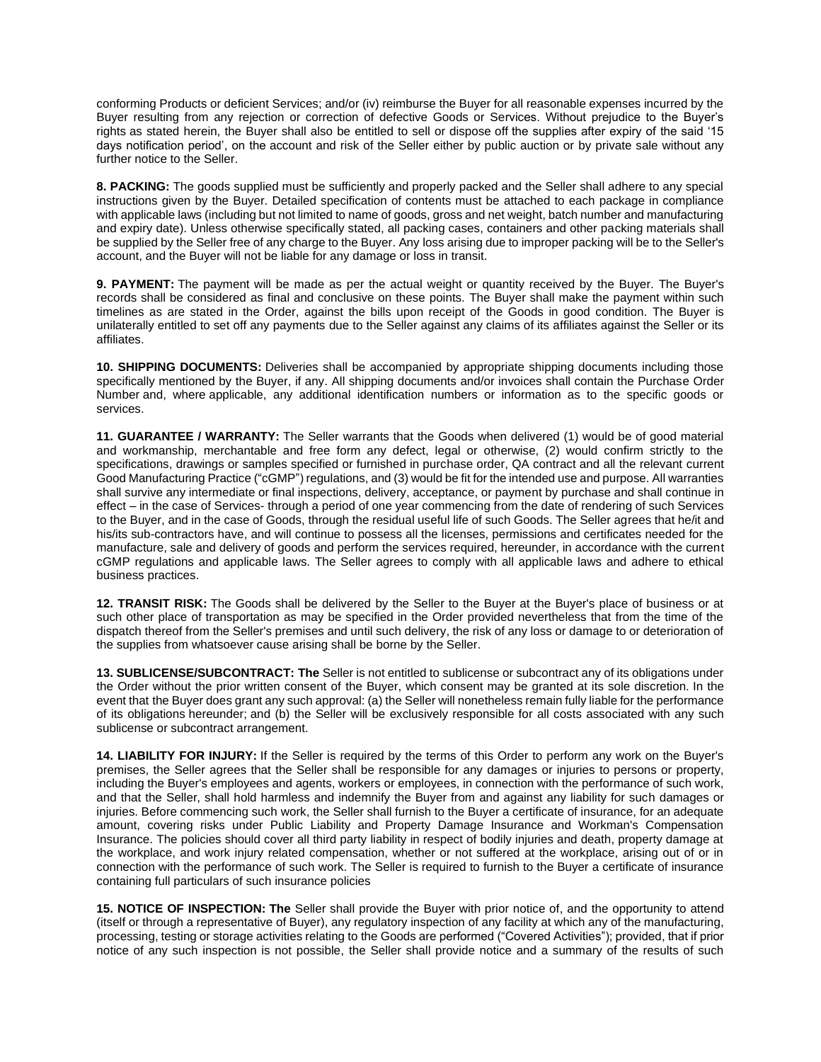conforming Products or deficient Services; and/or (iv) reimburse the Buyer for all reasonable expenses incurred by the Buyer resulting from any rejection or correction of defective Goods or Services. Without prejudice to the Buyer's rights as stated herein, the Buyer shall also be entitled to sell or dispose off the supplies after expiry of the said '15 days notification period', on the account and risk of the Seller either by public auction or by private sale without any further notice to the Seller.

**8. PACKING:** The goods supplied must be sufficiently and properly packed and the Seller shall adhere to any special instructions given by the Buyer. Detailed specification of contents must be attached to each package in compliance with applicable laws (including but not limited to name of goods, gross and net weight, batch number and manufacturing and expiry date). Unless otherwise specifically stated, all packing cases, containers and other packing materials shall be supplied by the Seller free of any charge to the Buyer. Any loss arising due to improper packing will be to the Seller's account, and the Buyer will not be liable for any damage or loss in transit.

**9. PAYMENT:** The payment will be made as per the actual weight or quantity received by the Buyer. The Buyer's records shall be considered as final and conclusive on these points. The Buyer shall make the payment within such timelines as are stated in the Order, against the bills upon receipt of the Goods in good condition. The Buyer is unilaterally entitled to set off any payments due to the Seller against any claims of its affiliates against the Seller or its affiliates.

**10. SHIPPING DOCUMENTS:** Deliveries shall be accompanied by appropriate shipping documents including those specifically mentioned by the Buyer, if any. All shipping documents and/or invoices shall contain the Purchase Order Number and, where applicable, any additional identification numbers or information as to the specific goods or services.

**11. GUARANTEE / WARRANTY:** The Seller warrants that the Goods when delivered (1) would be of good material and workmanship, merchantable and free form any defect, legal or otherwise, (2) would confirm strictly to the specifications, drawings or samples specified or furnished in purchase order, QA contract and all the relevant current Good Manufacturing Practice ("cGMP") regulations, and (3) would be fit for the intended use and purpose. All warranties shall survive any intermediate or final inspections, delivery, acceptance, or payment by purchase and shall continue in effect – in the case of Services- through a period of one year commencing from the date of rendering of such Services to the Buyer, and in the case of Goods, through the residual useful life of such Goods. The Seller agrees that he/it and his/its sub-contractors have, and will continue to possess all the licenses, permissions and certificates needed for the manufacture, sale and delivery of goods and perform the services required, hereunder, in accordance with the current cGMP regulations and applicable laws. The Seller agrees to comply with all applicable laws and adhere to ethical business practices.

**12. TRANSIT RISK:** The Goods shall be delivered by the Seller to the Buyer at the Buyer's place of business or at such other place of transportation as may be specified in the Order provided nevertheless that from the time of the dispatch thereof from the Seller's premises and until such delivery, the risk of any loss or damage to or deterioration of the supplies from whatsoever cause arising shall be borne by the Seller.

**13. SUBLICENSE/SUBCONTRACT: The** Seller is not entitled to sublicense or subcontract any of its obligations under the Order without the prior written consent of the Buyer, which consent may be granted at its sole discretion. In the event that the Buyer does grant any such approval: (a) the Seller will nonetheless remain fully liable for the performance of its obligations hereunder; and (b) the Seller will be exclusively responsible for all costs associated with any such sublicense or subcontract arrangement.

**14. LIABILITY FOR INJURY:** If the Seller is required by the terms of this Order to perform any work on the Buyer's premises, the Seller agrees that the Seller shall be responsible for any damages or injuries to persons or property, including the Buyer's employees and agents, workers or employees, in connection with the performance of such work, and that the Seller, shall hold harmless and indemnify the Buyer from and against any liability for such damages or injuries. Before commencing such work, the Seller shall furnish to the Buyer a certificate of insurance, for an adequate amount, covering risks under Public Liability and Property Damage Insurance and Workman's Compensation Insurance. The policies should cover all third party liability in respect of bodily injuries and death, property damage at the workplace, and work injury related compensation, whether or not suffered at the workplace, arising out of or in connection with the performance of such work. The Seller is required to furnish to the Buyer a certificate of insurance containing full particulars of such insurance policies

**15. NOTICE OF INSPECTION: The** Seller shall provide the Buyer with prior notice of, and the opportunity to attend (itself or through a representative of Buyer), any regulatory inspection of any facility at which any of the manufacturing, processing, testing or storage activities relating to the Goods are performed ("Covered Activities"); provided, that if prior notice of any such inspection is not possible, the Seller shall provide notice and a summary of the results of such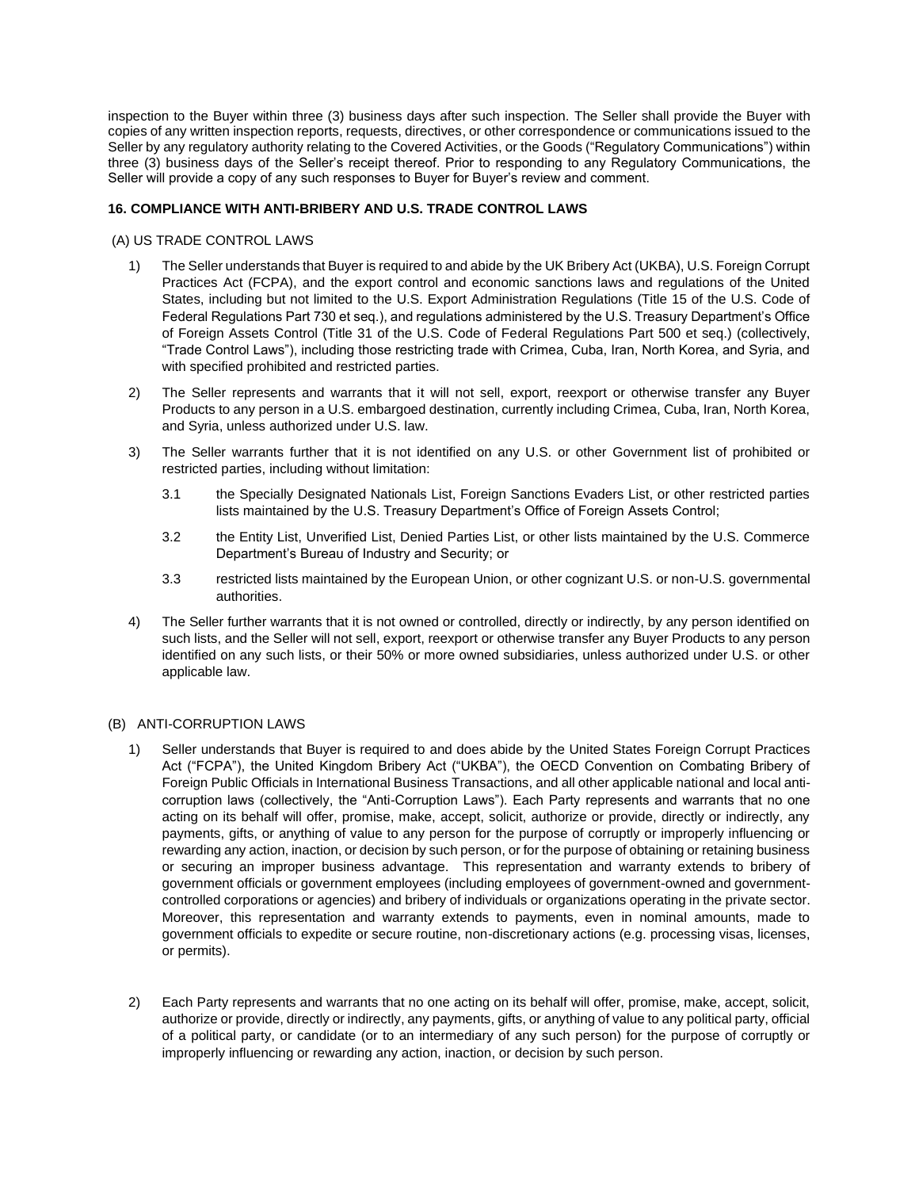inspection to the Buyer within three (3) business days after such inspection. The Seller shall provide the Buyer with copies of any written inspection reports, requests, directives, or other correspondence or communications issued to the Seller by any regulatory authority relating to the Covered Activities, or the Goods ("Regulatory Communications") within three (3) business days of the Seller's receipt thereof. Prior to responding to any Regulatory Communications, the Seller will provide a copy of any such responses to Buyer for Buyer's review and comment.

**16. COMPLIANCE WITH ANTI-BRIBERY AND U.S. TRADE CONTROL LAWS**

(A) US TRADE CONTROL LAWS

1) The Seller understands that Buyer is required to and abide by the UK Bribery Act (UKBA), U.S. Foreign Corrupt Practices Act (FCPA), and the export control and economic sanctions laws and regulations of the United States, including but not limited to the U.S. Export Administration Regulations (Title 15 of the U.S. Code of Federal Regulations Part 730 et seq.), and regulations administered by the U.S. Treasury Department's Office of Foreign Assets Control (Title 31 of the U.S. Code of Federal Regulations Part 500 et seq.) (collectively, "Trade Control Laws"), including those restricting trade with Crimea, Cuba, Iran, North Korea, and Syria, and with specified prohibited and restricted parties.

2) The Seller represents and warrants that it will not sell, export, reexport or otherwise transfer any Buyer Products to any person in a U.S. embargoed destination, currently including Crimea, Cuba, Iran, North Korea, and Syria, unless authorized under U.S. law.

3) The Seller warrants further that it is not identified on any U.S. or other Government list of prohibited or restricted parties, including without limitation:

   3.1 the Specially Designated Nationals List, Foreign Sanctions Evaders List, or other restricted parties lists maintained by the U.S. Treasury Department's Office of Foreign Assets Control;

   3.2 the Entity List, Unverified List, Denied Parties List, or other lists maintained by the U.S. Commerce Department's Bureau of Industry and Security; or

   3.3 restricted lists maintained by the European Union, or other cognizant U.S. or non-U.S. governmental authorities.

4) The Seller further warrants that it is not owned or controlled, directly or indirectly, by any person identified on such lists, and the Seller will not sell, export, reexport or otherwise transfer any Buyer Products to any person identified on any such lists, or their 50% or more owned subsidiaries, unless authorized under U.S. or other applicable law.

(B) ANTI-CORRUPTION LAWS

1) Seller understands that Buyer is required to and does abide by the United States Foreign Corrupt Practices Act ("FCPA"), the United Kingdom Bribery Act ("UKBA"), the OECD Convention on Combating Bribery of Foreign Public Officials in International Business Transactions, and all other applicable national and local anti-corruption laws (collectively, the "Anti-Corruption Laws"). Each Party represents and warrants that no one acting on its behalf will offer, promise, make, accept, solicit, authorize or provide, directly or indirectly, any payments, gifts, or anything of value to any person for the purpose of corruptly or improperly influencing or rewarding any action, inaction, or decision by such person, or for the purpose of obtaining or retaining business or securing an improper business advantage. This representation and warranty extends to bribery of government officials or government employees (including employees of government-owned and government-controlled corporations or agencies) and bribery of individuals or organizations operating in the private sector. Moreover, this representation and warranty extends to payments, even in nominal amounts, made to government officials to expedite or secure routine, non-discretionary actions (e.g. processing visas, licenses, or permits).

2) Each Party represents and warrants that no one acting on its behalf will offer, promise, make, accept, solicit, authorize or provide, directly or indirectly, any payments, gifts, or anything of value to any political party, official of a political party, or candidate (or to an intermediary of any such person) for the purpose of corruptly or improperly influencing or rewarding any action, inaction, or decision by such person.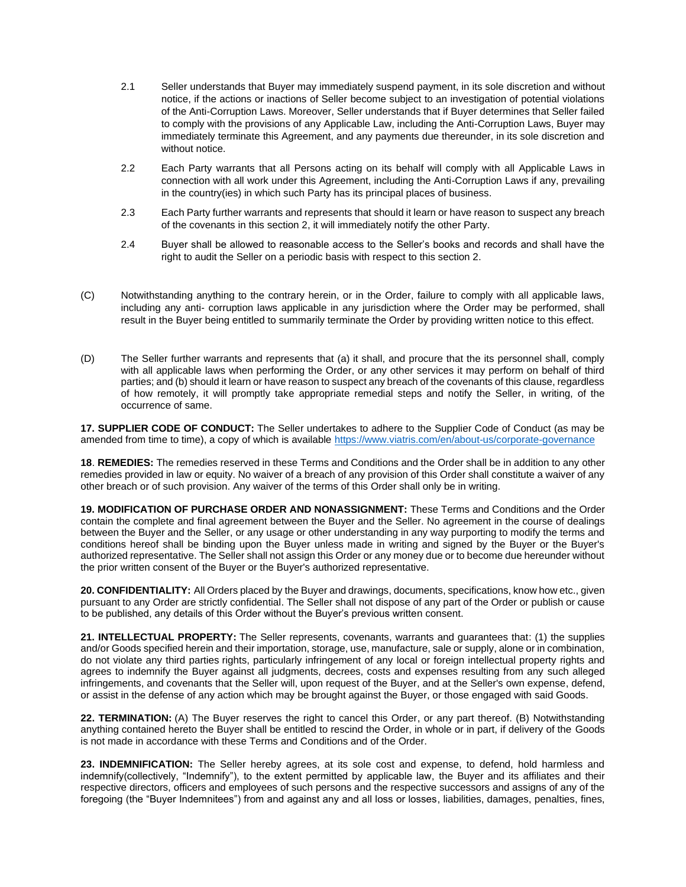2.1 Seller understands that Buyer may immediately suspend payment, in its sole discretion and without notice, if the actions or inactions of Seller become subject to an investigation of potential violations of the Anti-Corruption Laws. Moreover, Seller understands that if Buyer determines that Seller failed to comply with the provisions of any Applicable Law, including the Anti-Corruption Laws, Buyer may immediately terminate this Agreement, and any payments due thereunder, in its sole discretion and without notice.

2.2 Each Party warrants that all Persons acting on its behalf will comply with all Applicable Laws in connection with all work under this Agreement, including the Anti-Corruption Laws if any, prevailing in the country(ies) in which such Party has its principal places of business.

2.3 Each Party further warrants and represents that should it learn or have reason to suspect any breach of the covenants in this section 2, it will immediately notify the other Party.

2.4 Buyer shall be allowed to reasonable access to the Seller's books and records and shall have the right to audit the Seller on a periodic basis with respect to this section 2.

(C) Notwithstanding anything to the contrary herein, or in the Order, failure to comply with all applicable laws, including any anti- corruption laws applicable in any jurisdiction where the Order may be performed, shall result in the Buyer being entitled to summarily terminate the Order by providing written notice to this effect.

(D) The Seller further warrants and represents that (a) it shall, and procure that the its personnel shall, comply with all applicable laws when performing the Order, or any other services it may perform on behalf of third parties; and (b) should it learn or have reason to suspect any breach of the covenants of this clause, regardless of how remotely, it will promptly take appropriate remedial steps and notify the Seller, in writing, of the occurrence of same.

**17. SUPPLIER CODE OF CONDUCT:** The Seller undertakes to adhere to the Supplier Code of Conduct (as may be amended from time to time), a copy of which is available https://www.viatris.com/en/about-us/corporate-governance

**18**. **REMEDIES:** The remedies reserved in these Terms and Conditions and the Order shall be in addition to any other remedies provided in law or equity. No waiver of a breach of any provision of this Order shall constitute a waiver of any other breach or of such provision. Any waiver of the terms of this Order shall only be in writing.

**19. MODIFICATION OF PURCHASE ORDER AND NONASSIGNMENT:** These Terms and Conditions and the Order contain the complete and final agreement between the Buyer and the Seller. No agreement in the course of dealings between the Buyer and the Seller, or any usage or other understanding in any way purporting to modify the terms and conditions hereof shall be binding upon the Buyer unless made in writing and signed by the Buyer or the Buyer's authorized representative. The Seller shall not assign this Order or any money due or to become due hereunder without the prior written consent of the Buyer or the Buyer's authorized representative.

**20. CONFIDENTIALITY:** All Orders placed by the Buyer and drawings, documents, specifications, know how etc., given pursuant to any Order are strictly confidential. The Seller shall not dispose of any part of the Order or publish or cause to be published, any details of this Order without the Buyer's previous written consent.

**21. INTELLECTUAL PROPERTY:** The Seller represents, covenants, warrants and guarantees that: (1) the supplies and/or Goods specified herein and their importation, storage, use, manufacture, sale or supply, alone or in combination, do not violate any third parties rights, particularly infringement of any local or foreign intellectual property rights and agrees to indemnify the Buyer against all judgments, decrees, costs and expenses resulting from any such alleged infringements, and covenants that the Seller will, upon request of the Buyer, and at the Seller's own expense, defend, or assist in the defense of any action which may be brought against the Buyer, or those engaged with said Goods.

**22. TERMINATION:** (A) The Buyer reserves the right to cancel this Order, or any part thereof. (B) Notwithstanding anything contained hereto the Buyer shall be entitled to rescind the Order, in whole or in part, if delivery of the Goods is not made in accordance with these Terms and Conditions and of the Order.

**23. INDEMNIFICATION:** The Seller hereby agrees, at its sole cost and expense, to defend, hold harmless and indemnify(collectively, "Indemnify"), to the extent permitted by applicable law, the Buyer and its affiliates and their respective directors, officers and employees of such persons and the respective successors and assigns of any of the foregoing (the "Buyer Indemnitees") from and against any and all loss or losses, liabilities, damages, penalties, fines,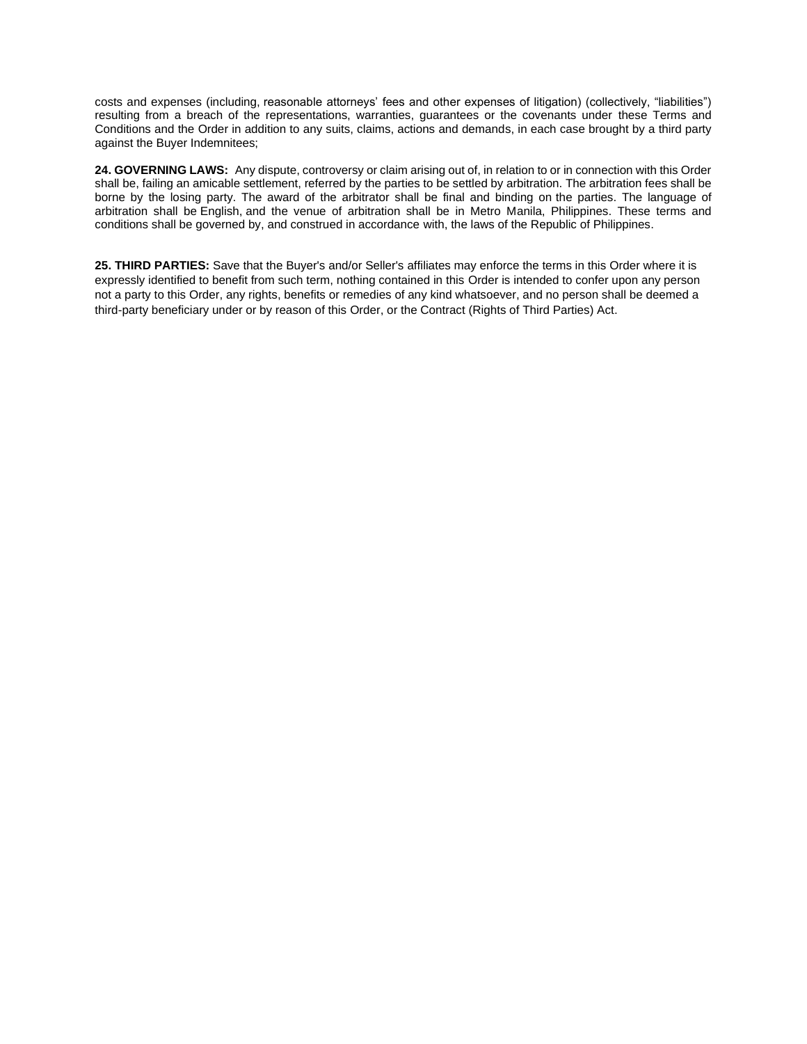costs and expenses (including, reasonable attorneys' fees and other expenses of litigation) (collectively, "liabilities") resulting from a breach of the representations, warranties, guarantees or the covenants under these Terms and Conditions and the Order in addition to any suits, claims, actions and demands, in each case brought by a third party against the Buyer Indemnitees;

**24. GOVERNING LAWS:** Any dispute, controversy or claim arising out of, in relation to or in connection with this Order shall be, failing an amicable settlement, referred by the parties to be settled by arbitration. The arbitration fees shall be borne by the losing party. The award of the arbitrator shall be final and binding on the parties. The language of arbitration shall be English, and the venue of arbitration shall be in Metro Manila, Philippines. These terms and conditions shall be governed by, and construed in accordance with, the laws of the Republic of Philippines.

**25. THIRD PARTIES:** Save that the Buyer's and/or Seller's affiliates may enforce the terms in this Order where it is expressly identified to benefit from such term, nothing contained in this Order is intended to confer upon any person not a party to this Order, any rights, benefits or remedies of any kind whatsoever, and no person shall be deemed a third-party beneficiary under or by reason of this Order, or the Contract (Rights of Third Parties) Act.